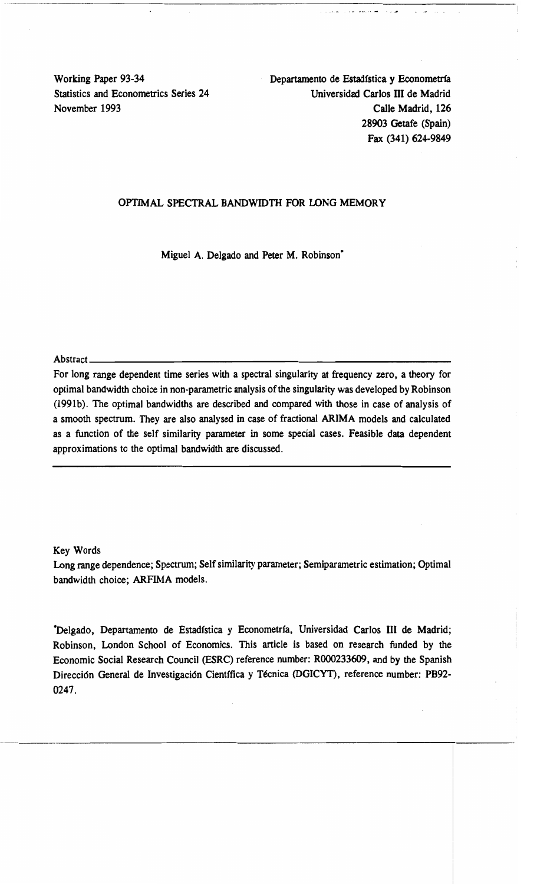Working Paper 93-34
Statistics and Econometrics Series 24
November 1993

Departamento de Estadística y Econometría
Universidad Carlos III de Madrid
Calle Madrid, 126
28903 Getafe (Spain)
Fax (341) 624-9849

# OPTIMAL SPECTRAL BANDWIDTH FOR LONG MEMORY

Miguel A. Delgado and Peter M. Robinson*

Abstract

For long range dependent time series with a spectral singularity at frequency zero, a theory for optimal bandwidth choice in non-parametric analysis of the singularity was developed by Robinson (1991b). The optimal bandwidths are described and compared with those in case of analysis of a smooth spectrum. They are also analysed in case of fractional ARIMA models and calculated as a function of the self similarity parameter in some special cases. Feasible data dependent approximations to the optimal bandwidth are discussed.

Key Words

Long range dependence; Spectrum; Self similarity parameter; Semiparametric estimation; Optimal bandwidth choice; ARFIMA models.

*Delgado, Departamento de Estadística y Econometría, Universidad Carlos III de Madrid; Robinson, London School of Economics. This article is based on research funded by the Economic Social Research Council (ESRC) reference number: R000233609, and by the Spanish Dirección General de Investigación Científica y Técnica (DGICYT), reference number: PB92-0247.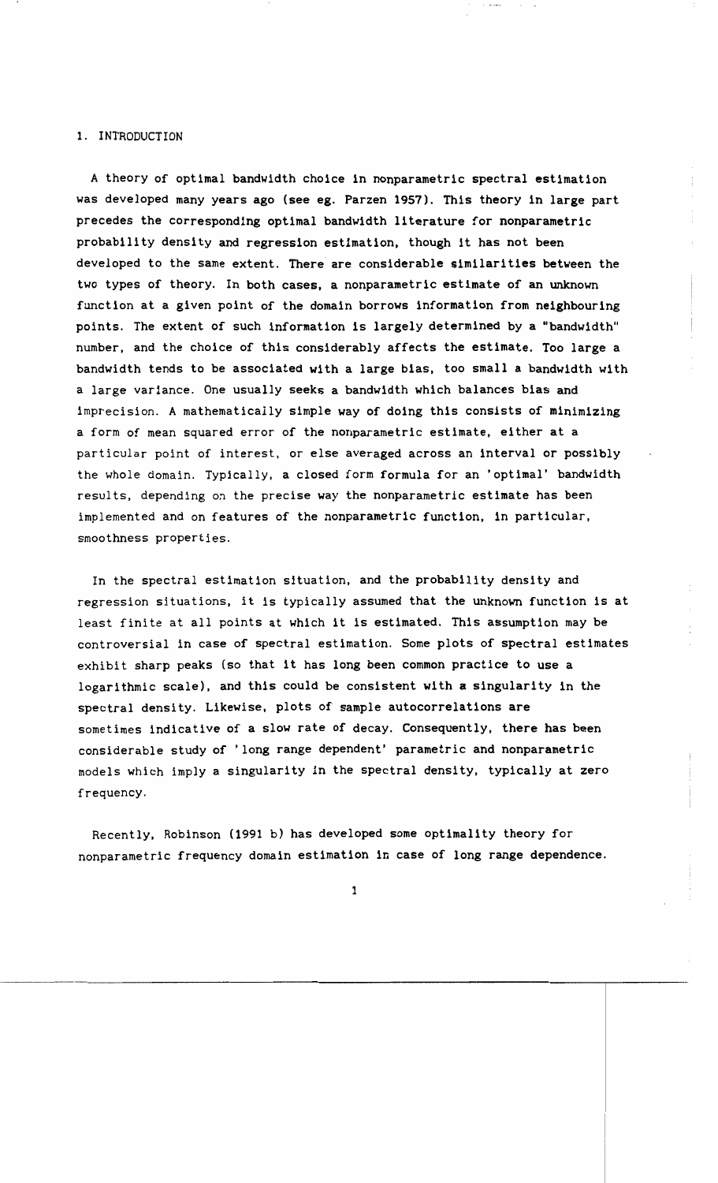## 1. INTRODUCTION

A theory of optimal bandwidth choice in nonparametric spectral estimation was developed many years ago (see eg. Parzen 1957). This theory in large part precedes the corresponding optimal bandwidth literature for nonparametric probability density and regression estimation, though it has not been developed to the same extent. There are considerable similarities between the two types of theory. In both cases, a nonparametric estimate of an unknown function at a given point of the domain borrows information from neighbouring points. The extent of such information is largely determined by a "bandwidth" number, and the choice of this considerably affects the estimate. Too large a bandwidth tends to be associated with a large bias, too small a bandwidth with a large variance. One usually seeks a bandwidth which balances bias and imprecision. A mathematically simple way of doing this consists of minimizing a form of mean squared error of the nonparametric estimate, either at a particular point of interest, or else averaged across an interval or possibly the whole domain. Typically, a closed form formula for an 'optimal' bandwidth results, depending on the precise way the nonparametric estimate has been implemented and on features of the nonparametric function, in particular, smoothness properties.

In the spectral estimation situation, and the probability density and regression situations, it is typically assumed that the unknown function is at least finite at all points at which it is estimated. This assumption may be controversial in case of spectral estimation. Some plots of spectral estimates exhibit sharp peaks (so that it has long been common practice to use a logarithmic scale), and this could be consistent with a singularity in the spectral density. Likewise, plots of sample autocorrelations are sometimes indicative of a slow rate of decay. Consequently, there has been considerable study of 'long range dependent' parametric and nonparametric models which imply a singularity in the spectral density, typically at zero frequency.

Recently, Robinson (1991 b) has developed some optimality theory for nonparametric frequency domain estimation in case of long range dependence.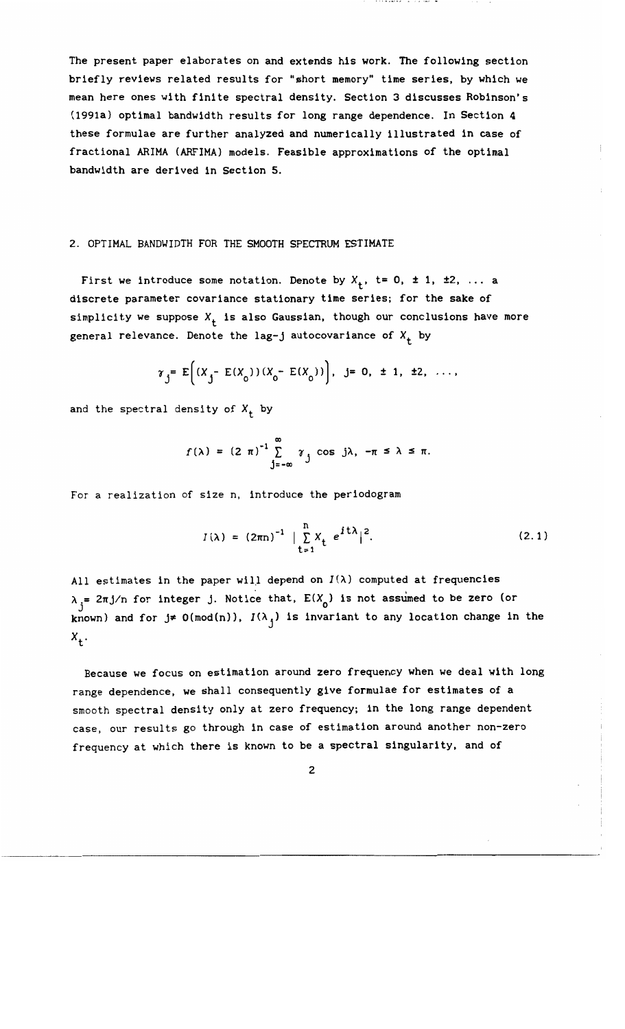The present paper elaborates on and extends his work. The following section briefly reviews related results for "short memory" time series, by which we mean here ones with finite spectral density. Section 3 discusses Robinson's (1991a) optimal bandwidth results for long range dependence. In Section 4 these formulae are further analyzed and numerically illustrated in case of fractional ARIMA (ARFIMA) models. Feasible approximations of the optimal bandwidth are derived in Section 5.

## 2. OPTIMAL BANDWIDTH FOR THE SMOOTH SPECTRUM ESTIMATE

First we introduce some notation. Denote by $X_t$, $t = 0, \pm 1, \pm 2, \ldots$ a discrete parameter covariance stationary time series; for the sake of simplicity we suppose $X_t$ is also Gaussian, though our conclusions have more general relevance. Denote the lag-j autocovariance of $X_t$ by

$$\gamma_j = E\Big((X_j - E(X_0))(X_0 - E(X_0))\Big), \quad j = 0, \pm 1, \pm 2, \ldots,$$

and the spectral density of $X_t$ by

$$f(\lambda) = (2\pi)^{-1} \sum_{j=-\infty}^{\infty} \gamma_j \cos j\lambda, \quad -\pi \le \lambda \le \pi.$$

For a realization of size n, introduce the periodogram

$$I(\lambda) = (2\pi n)^{-1} \Big| \sum_{t=1}^{n} X_t e^{it\lambda} \Big|^2. \tag{2.1}$$

All estimates in the paper will depend on $I(\lambda)$ computed at frequencies $\lambda_j = 2\pi j/n$ for integer j. Notice that, $E(X_0)$ is not assumed to be zero (or known) and for $j \ne 0(\mathrm{mod}(n))$, $I(\lambda_j)$ is invariant to any location change in the $X_t$.

Because we focus on estimation around zero frequency when we deal with long range dependence, we shall consequently give formulae for estimates of a smooth spectral density only at zero frequency; in the long range dependent case, our results go through in case of estimation around another non-zero frequency at which there is known to be a spectral singularity, and of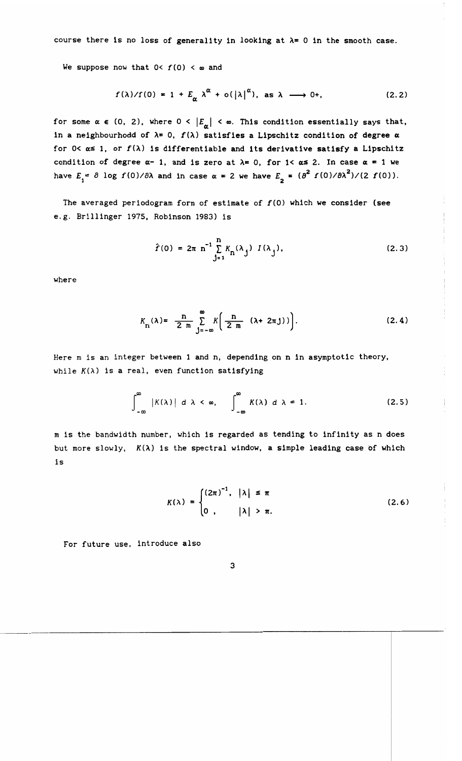course there is no loss of generality in looking at $\lambda = 0$ in the smooth case.

We suppose now that $0 < f(0) < \infty$ and

$$f(\lambda)/f(0) = 1 + E_{\alpha} \lambda^{\alpha} + o(|\lambda|^{\alpha}), \text{ as } \lambda \longrightarrow 0+, \tag{2.2}$$

for some $\alpha \in (0, 2)$, where $0 < |E_{\alpha}| < \infty$. This condition essentially says that, in a neighbourhodd of $\lambda = 0$, $f(\lambda)$ satisfies a Lipschitz condition of degree $\alpha$ for $0 < \alpha \leq 1$, or $f(\lambda)$ is differentiable and its derivative satisfy a Lipschitz condition of degree $\alpha - 1$, and is zero at $\lambda = 0$, for $1 < \alpha \leq 2$. In case $\alpha = 1$ we have $E_1 = \partial \log f(0)/\partial\lambda$ and in case $\alpha = 2$ we have $E_2 = (\partial^2 f(0)/\partial\lambda^2)/(2 f(0))$.

The averaged periodogram form of estimate of $f(0)$ which we consider (see e.g. Brillinger 1975, Robinson 1983) is

$$\hat{f}(0) = 2\pi \, n^{-1} \sum_{j=1}^{n} K_n(\lambda_j) \; I(\lambda_j), \tag{2.3}$$

where

$$K_n(\lambda) = \frac{n}{2\,m} \sum_{j=-\infty}^{\infty} K\left( \frac{n}{2\,m} \; (\lambda + 2\pi j)\right). \tag{2.4}$$

Here m is an integer between 1 and n, depending on n in asymptotic theory, while $K(\lambda)$ is a real, even function satisfying

$$\int_{-\infty}^{\infty} |K(\lambda)| \; d\,\lambda < \infty, \qquad \int_{-\infty}^{\infty} K(\lambda) \; d\,\lambda = 1. \tag{2.5}$$

m is the bandwidth number, which is regarded as tending to infinity as n does but more slowly, $K(\lambda)$ is the spectral window, a simple leading case of which is

$$K(\lambda) = \begin{cases} (2\pi)^{-1}, & |\lambda| \leq \pi \\ 0\,, & |\lambda| > \pi. \end{cases} \tag{2.6}$$

For future use, introduce also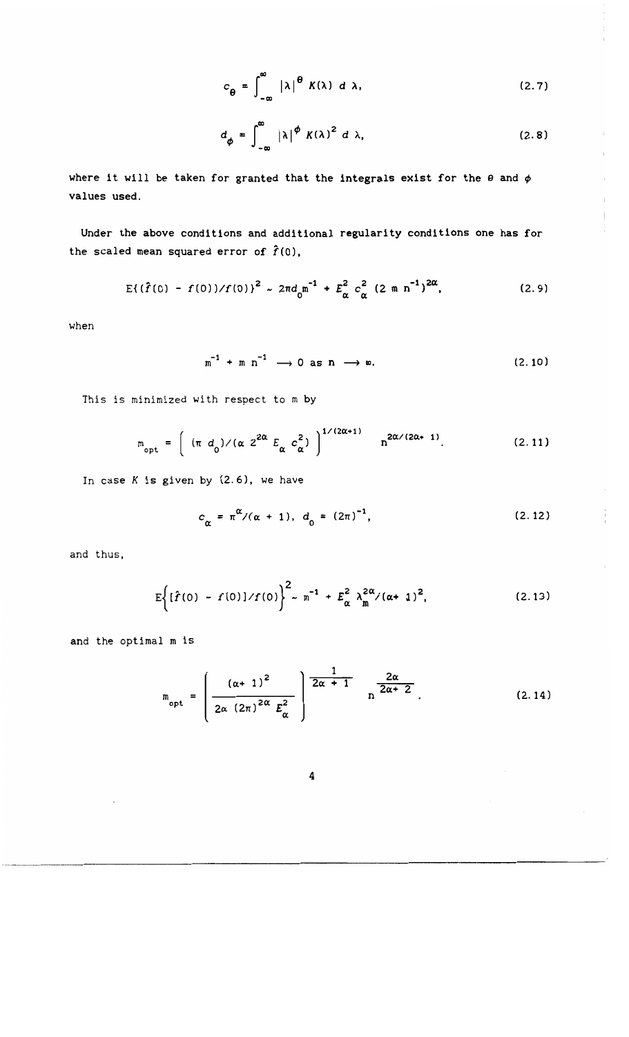$$c_\theta = \int_{-\infty}^{\infty} |\lambda|^\theta \, K(\lambda) \, d\, \lambda, \tag{2.7}$$

$$d_\phi = \int_{-\infty}^{\infty} |\lambda|^\phi \, K(\lambda)^2 \, d\, \lambda, \tag{2.8}$$

where it will be taken for granted that the integrals exist for the $\theta$ and $\phi$ values used.

Under the above conditions and additional regularity conditions one has for the scaled mean squared error of $\hat{f}(0)$,

$$E\{(\hat{f}(0) - f(0))/f(0)\}^2 \sim 2\pi d_0 m^{-1} + E_\alpha^2 \, c_\alpha^2 \, (2\, m\, n^{-1})^{2\alpha}, \tag{2.9}$$

when

$$m^{-1} + m\, n^{-1} \longrightarrow 0 \text{ as } n \longrightarrow \infty. \tag{2.10}$$

This is minimized with respect to m by

$$m_{opt} = \left( (\pi\, d_0)/(\alpha\, 2^{2\alpha}\, E_\alpha\, c_\alpha^2) \right)^{1/(2\alpha+1)} \quad n^{2\alpha/(2\alpha+1)}. \tag{2.11}$$

In case $K$ is given by (2.6), we have

$$c_\alpha = \pi^\alpha/(\alpha + 1), \; d_0 = (2\pi)^{-1}, \tag{2.12}$$

and thus,

$$E\Big\{[\hat{f}(0) - f(0)]/f(0)\Big\}^2 \sim m^{-1} + E_\alpha^2 \, \lambda_m^{2\alpha}/(\alpha + 1)^2, \tag{2.13}$$

and the optimal m is

$$m_{opt} = \left( \frac{(\alpha + 1)^2}{2\alpha\, (2\pi)^{2\alpha}\, E_\alpha^2} \right)^{\frac{1}{2\alpha + 1}} n^{\frac{2\alpha}{2\alpha + 2}}. \tag{2.14}$$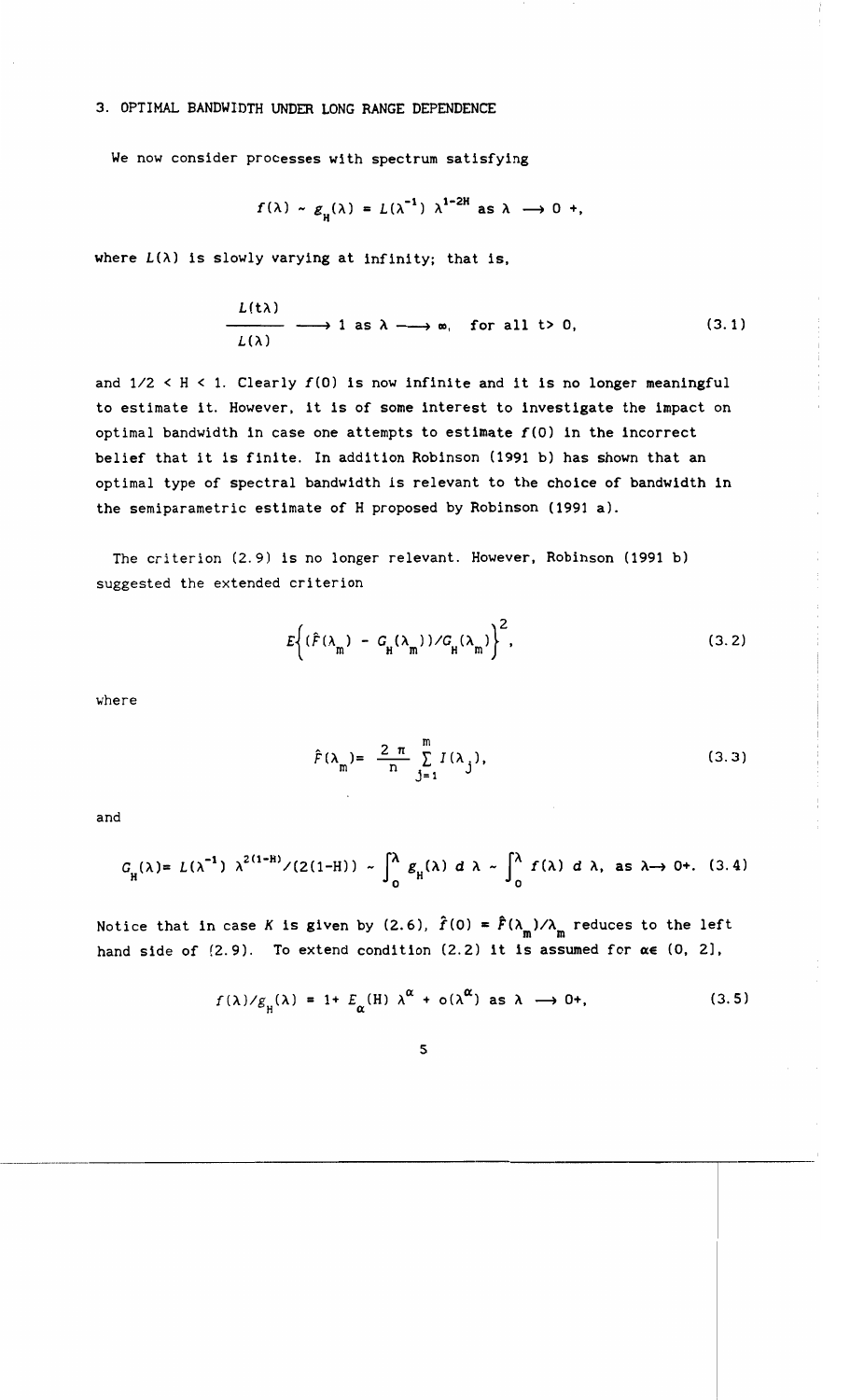## 3. OPTIMAL BANDWIDTH UNDER LONG RANGE DEPENDENCE

We now consider processes with spectrum satisfying

$$f(\lambda) \sim g_H(\lambda) = L(\lambda^{-1})\, \lambda^{1-2H} \text{ as } \lambda \longrightarrow 0+,$$

where $L(\lambda)$ is slowly varying at infinity; that is,

$$\frac{L(t\lambda)}{L(\lambda)} \longrightarrow 1 \text{ as } \lambda \longrightarrow \infty, \quad \text{for all } t > 0, \tag{3.1}$$

and $1/2 < H < 1$. Clearly $f(0)$ is now infinite and it is no longer meaningful to estimate it. However, it is of some interest to investigate the impact on optimal bandwidth in case one attempts to estimate $f(0)$ in the incorrect belief that it is finite. In addition Robinson (1991 b) has shown that an optimal type of spectral bandwidth is relevant to the choice of bandwidth in the semiparametric estimate of H proposed by Robinson (1991 a).

The criterion (2.9) is no longer relevant. However, Robinson (1991 b) suggested the extended criterion

$$E\left\{ (\hat{F}(\lambda_m) - G_H(\lambda_m))/G_H(\lambda_m) \right\}^2, \tag{3.2}$$

where

$$\hat{F}(\lambda_m) = \frac{2\pi}{n} \sum_{j=1}^{m} I(\lambda_j), \tag{3.3}$$

and

$$G_H(\lambda) = L(\lambda^{-1})\, \lambda^{2(1-H)}/(2(1-H)) \sim \int_0^{\lambda} g_H(\lambda)\, d\lambda \sim \int_0^{\lambda} f(\lambda)\, d\lambda, \text{ as } \lambda \rightarrow 0+. \tag{3.4}$$

Notice that in case $K$ is given by (2.6), $\hat{f}(0) = \hat{F}(\lambda_m)/\lambda_m$ reduces to the left hand side of (2.9). To extend condition (2.2) it is assumed for $\alpha \in (0, 2]$,

$$f(\lambda)/g_H(\lambda) = 1 + E_\alpha(H)\, \lambda^{\alpha} + o(\lambda^{\alpha}) \text{ as } \lambda \longrightarrow 0+, \tag{3.5}$$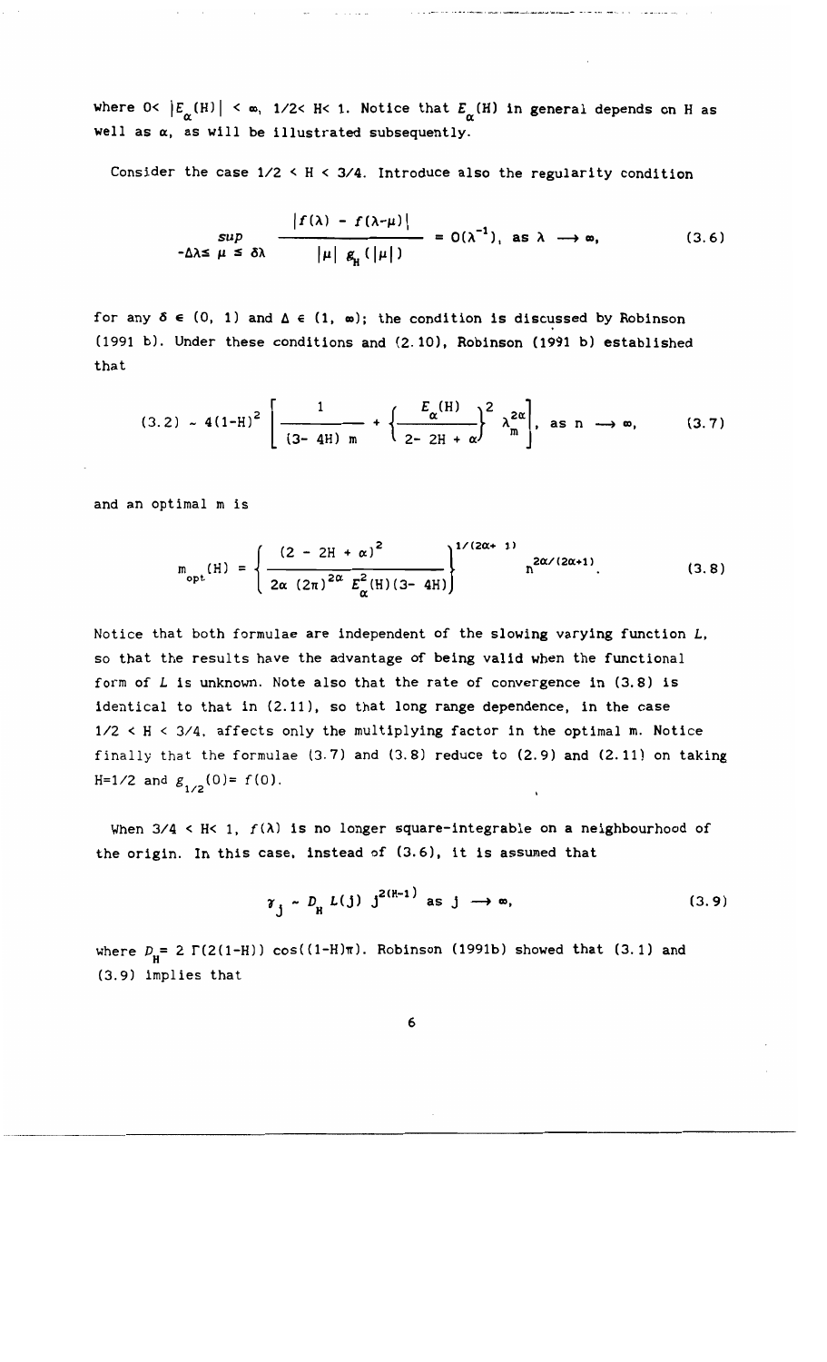where $0< |E_\alpha(H)| < \infty$, $1/2< H< 1$. Notice that $E_\alpha(H)$ in general depends on H as well as $\alpha$, as will be illustrated subsequently.

Consider the case $1/2 < H < 3/4$. Introduce also the regularity condition

$$\sup_{-\Delta\lambda \le \mu \le \delta\lambda} \frac{|f(\lambda) - f(\lambda-\mu)|}{|\mu|\ g_H(|\mu|)} = O(\lambda^{-1}),\ \text{as } \lambda \longrightarrow \infty, \tag{3.6}$$

for any $\delta \in (0, 1)$ and $\Delta \in (1, \infty)$; the condition is discussed by Robinson (1991 b). Under these conditions and (2.10), Robinson (1991 b) established that

$$(3.2) \sim 4(1-H)^2 \left[ \frac{1}{(3-4H)\ m} + \left\{ \frac{E_\alpha(H)}{2-2H+\alpha} \right\}^2 \lambda_m^{2\alpha} \right],\ \text{as } n \longrightarrow \infty, \tag{3.7}$$

and an optimal m is

$$m_{opt}(H) = \left\{ \frac{(2-2H+\alpha)^2}{2\alpha\ (2\pi)^{2\alpha}\ E_\alpha^2(H)(3-4H)} \right\}^{1/(2\alpha+1)} n^{2\alpha/(2\alpha+1)}. \tag{3.8}$$

Notice that both formulae are independent of the slowing varying function $L$, so that the results have the advantage of being valid when the functional form of $L$ is unknown. Note also that the rate of convergence in (3.8) is identical to that in (2.11), so that long range dependence, in the case $1/2 < H < 3/4$, affects only the multiplying factor in the optimal m. Notice finally that the formulae (3.7) and (3.8) reduce to (2.9) and (2.11) on taking $H=1/2$ and $g_{1/2}(0)= f(0)$.

When $3/4 < H< 1$, $f(\lambda)$ is no longer square-integrable on a neighbourhood of the origin. In this case, instead of (3.6), it is assumed that

$$\gamma_j \sim D_H\ L(j)\ j^{2(H-1)} \text{ as } j \longrightarrow \infty, \tag{3.9}$$

where $D_H= 2\ \Gamma(2(1-H))\ \cos((1-H)\pi)$. Robinson (1991b) showed that (3.1) and (3.9) implies that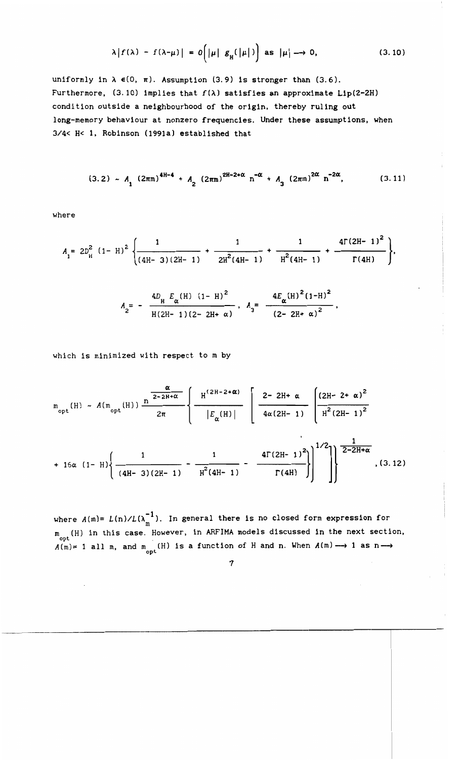$$\lambda |f(\lambda) - f(\lambda-\mu)| = O\Big(|\mu| \; g_H(|\mu|)\Big) \text{ as } |\mu| \longrightarrow 0, \tag{3.10}$$

uniformly in $\lambda \in (0, \pi)$. Assumption (3.9) is stronger than (3.6). Furthermore, (3.10) implies that $f(\lambda)$ satisfies an approximate Lip(2-2H) condition outside a neighbourhood of the origin, thereby ruling out long-memory behaviour at nonzero frequencies. Under these assumptions, when $3/4 < H < 1$, Robinson (1991a) established that

$$(3.2) \sim A_1 \; (2\pi m)^{4H-4} + A_2 \; (2\pi m)^{2H-2+\alpha} \; n^{-\alpha} + A_3 \; (2\pi m)^{2\alpha} \; n^{-2\alpha}, \tag{3.11}$$

where

$$A_1 = 2D_H^2 \; (1-H)^2 \left\{ \frac{1}{(4H-3)(2H-1)} + \frac{1}{2H^2(4H-1)} + \frac{1}{H^2(4H-1)} + \frac{4\Gamma(2H-1)^2}{\Gamma(4H)} \right\},$$

$$A_2 = -\frac{4D_H \; E_\alpha(H) \; (1-H)^2}{H(2H-1)(2-2H+\alpha)}, \quad A_3 = \frac{4E_\alpha(H)^2(1-H)^2}{(2-2H+\alpha)^2},$$

which is minimized with respect to m by

$$m_{opt}(H) \sim A(m_{opt}(H)) \, \frac{n^{\frac{\alpha}{2-2H+\alpha}}}{2\pi} \left\{ \frac{H^{(2H-2+\alpha)}}{|E_\alpha(H)|} \left[ \frac{2-2H+\alpha}{4\alpha(2H-1)} \left( \frac{(2H-2+\alpha)^2}{H^2(2H-1)^2} \right. \right. \right.$$

$$\left. \left. \left. + \; 16\alpha \; (1-H) \left\{ \frac{1}{(4H-3)(2H-1)} - \frac{1}{H^2(4H-1)} - \frac{4\Gamma(2H-1)^2}{\Gamma(4H)} \right\} \right)^{1/2} \right] \right\}^{\frac{1}{2-2H+\alpha}}, \tag{3.12}$$

where $A(m) = L(n)/L(\lambda_m^{-1})$. In general there is no closed form expression for $m_{opt}(H)$ in this case. However, in ARFIMA models discussed in the next section, $A(m) = 1$ all m, and $m_{opt}(H)$ is a function of H and n. When $A(m) \longrightarrow 1$ as $n \longrightarrow$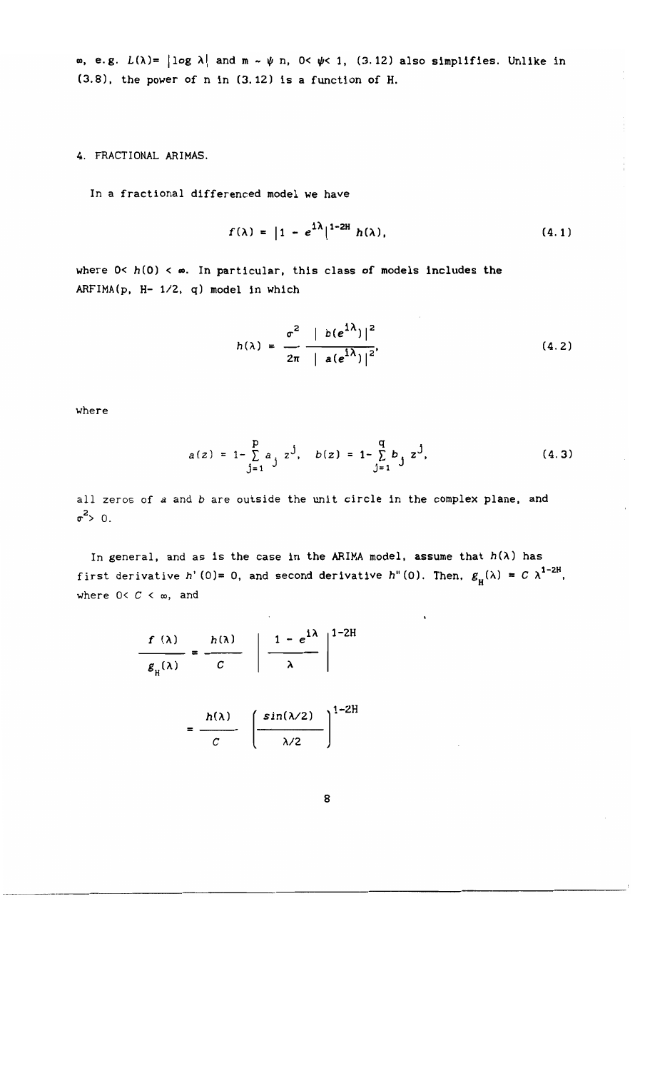$\infty$, e.g. $L(\lambda) = |\log \lambda|$ and $m \sim \psi\, n$, $0 < \psi < 1$, (3.12) also simplifies. Unlike in (3.8), the power of n in (3.12) is a function of H.

## 4. FRACTIONAL ARIMAS.

In a fractional differenced model we have

$$f(\lambda) = |1 - e^{i\lambda}|^{1-2H}\, h(\lambda), \tag{4.1}$$

where $0 < h(0) < \infty$. In particular, this class of models includes the ARFIMA(p, H- 1/2, q) model in which

$$h(\lambda) = \frac{\sigma^2}{2\pi} \frac{|\, b(e^{i\lambda})\,|^2}{|\, a(e^{i\lambda})\,|^2}, \tag{4.2}$$

where

$$a(z) = 1 - \sum_{j=1}^{p} a_j\, z^j, \quad b(z) = 1 - \sum_{j=1}^{q} b_j\, z^j, \tag{4.3}$$

all zeros of $a$ and $b$ are outside the unit circle in the complex plane, and $\sigma^2 > 0$.

In general, and as is the case in the ARIMA model, assume that $h(\lambda)$ has first derivative $h'(0) = 0$, and second derivative $h''(0)$. Then, $g_H(\lambda) = C\, \lambda^{1-2H}$, where $0 < C < \infty$, and

$$\frac{f(\lambda)}{g_H(\lambda)} = \frac{h(\lambda)}{C} \left| \frac{1 - e^{i\lambda}}{\lambda} \right|^{1-2H}$$

$$= \frac{h(\lambda)}{C} \left( \frac{\sin(\lambda/2)}{\lambda/2} \right)^{1-2H}$$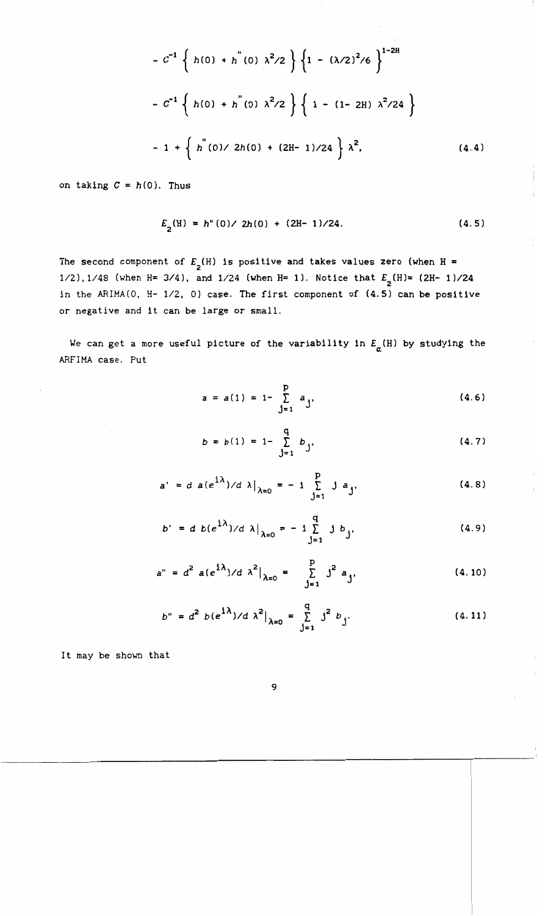$$\sim C^{-1}\left\{ h(0) + h''(0)\,\lambda^2/2 \right\}\left\{1 - (\lambda/2)^2/6\right\}^{1-2H}$$

$$\sim C^{-1}\left\{ h(0) + h''(0)\,\lambda^2/2 \right\}\left\{ 1 - (1-2H)\,\lambda^2/24 \right\}$$

$$\sim 1 + \left\{ h''(0)/\,2h(0) + (2H-1)/24 \right\}\lambda^2, \tag{4.4}$$

on taking $C = h(0)$. Thus

$$E_2(\mathrm{H}) = h''(0)/\,2h(0) + (2\mathrm{H}-1)/24. \tag{4.5}$$

The second component of $E_2(\mathrm{H})$ is positive and takes values zero (when H = 1/2), 1/48 (when H= 3/4), and 1/24 (when H= 1). Notice that $E_2(\mathrm{H}) = (2\mathrm{H}-1)/24$ in the ARIMA(0, H- 1/2, 0) case. The first component of (4.5) can be positive or negative and it can be large or small.

We can get a more useful picture of the variability in $E_\alpha(\mathrm{H})$ by studying the ARFIMA case. Put

$$a = a(1) = 1 - \sum_{j=1}^{p} a_j, \tag{4.6}$$

$$b = b(1) = 1 - \sum_{j=1}^{q} b_j, \tag{4.7}$$

$$a' = d\, a(e^{i\lambda})/d\,\lambda\big|_{\lambda=0} = -\,i \sum_{j=1}^{p} j\, a_j, \tag{4.8}$$

$$b' = d\, b(e^{i\lambda})/d\,\lambda\big|_{\lambda=0} = -\,i \sum_{j=1}^{q} j\, b_j, \tag{4.9}$$

$$a'' = d^2\, a(e^{i\lambda})/d\,\lambda^2\big|_{\lambda=0} = \sum_{j=1}^{p} j^2\, a_j, \tag{4.10}$$

$$b'' = d^2\, b(e^{i\lambda})/d\,\lambda^2\big|_{\lambda=0} = \sum_{j=1}^{q} j^2\, b_j. \tag{4.11}$$

It may be shown that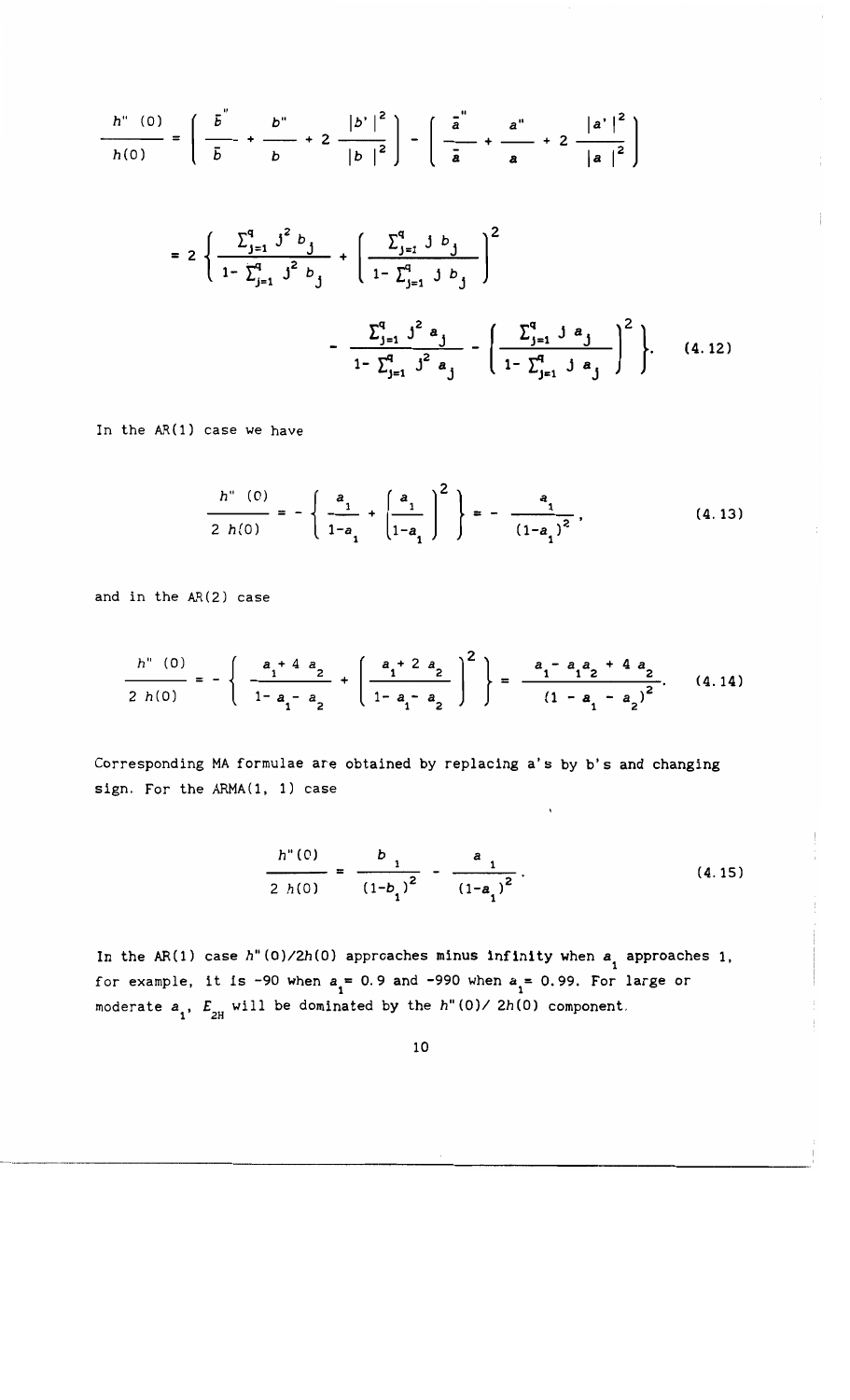$$\frac{h''(0)}{h(0)} = \left( \frac{\bar{b}''}{\bar{b}} + \frac{b''}{b} + 2\frac{|b'|^2}{|b|^2} \right) - \left( \frac{\bar{a}''}{\bar{a}} + \frac{a''}{a} + 2\frac{|a'|^2}{|a|^2} \right)$$

$$= 2 \left\{ \frac{\sum_{j=1}^{q} j^2 b_j}{1 - \sum_{j=1}^{q} j^2 b_j} + \left( \frac{\sum_{j=1}^{q} j\, b_j}{1 - \sum_{j=1}^{q} j\, b_j} \right)^2 - \frac{\sum_{j=1}^{q} j^2 a_j}{1 - \sum_{j=1}^{q} j^2 a_j} - \left( \frac{\sum_{j=1}^{q} j\, a_j}{1 - \sum_{j=1}^{q} j\, a_j} \right)^2 \right\}. \tag{4.12}$$

In the AR(1) case we have

$$\frac{h''(0)}{2\,h(0)} = - \left\{ \frac{a_1}{1-a_1} + \left( \frac{a_1}{1-a_1} \right)^2 \right\} = - \frac{a_1}{(1-a_1)^2}, \tag{4.13}$$

and in the AR(2) case

$$\frac{h''(0)}{2\,h(0)} = - \left\{ \frac{a_1 + 4\,a_2}{1 - a_1 - a_2} + \left( \frac{a_1 + 2\,a_2}{1 - a_1 - a_2} \right)^2 \right\} = \frac{a_1 - a_1 a_2 + 4\,a_2}{(1 - a_1 - a_2)^2}. \tag{4.14}$$

Corresponding MA formulae are obtained by replacing a's by b's and changing sign. For the ARMA(1, 1) case

$$\frac{h''(0)}{2\,h(0)} = \frac{b_1}{(1-b_1)^2} - \frac{a_1}{(1-a_1)^2}. \tag{4.15}$$

In the AR(1) case $h''(0)/2h(0)$ approaches minus infinity when $a_1$ approaches 1, for example, it is -90 when $a_1 = 0.9$ and -990 when $a_1 = 0.99$. For large or moderate $a_1$, $E_{2H}$ will be dominated by the $h''(0)/\,2h(0)$ component.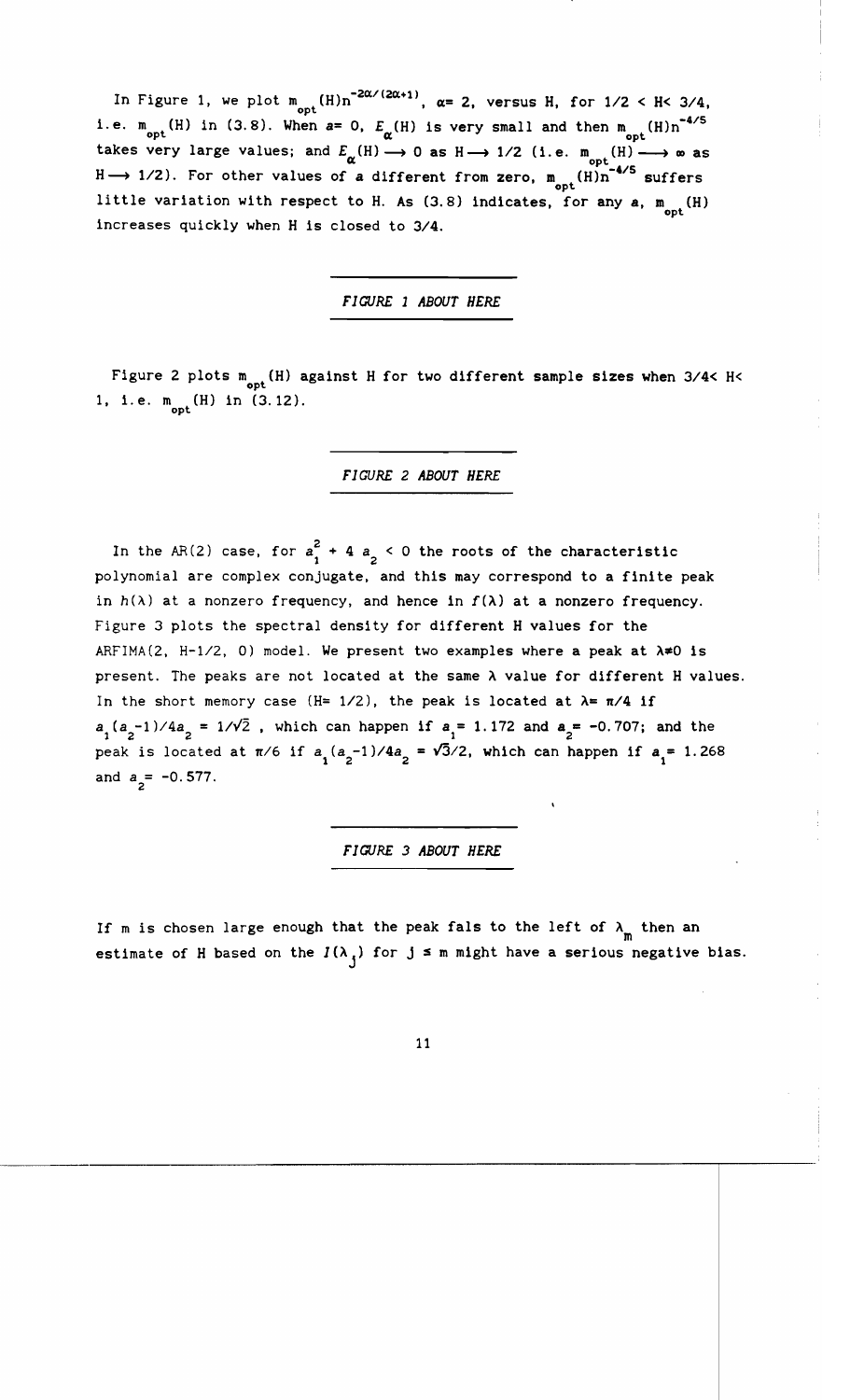In Figure 1, we plot $m_{opt}(H)n^{-2\alpha/(2\alpha+1)}$, $\alpha= 2$, versus H, for $1/2 < H < 3/4$, i.e. $m_{opt}(H)$ in (3.8). When $a= 0$, $E_\alpha(H)$ is very small and then $m_{opt}(H)n^{-4/5}$ takes very large values; and $E_\alpha(H) \longrightarrow 0$ as $H \longrightarrow 1/2$ (i.e. $m_{opt}(H) \longrightarrow \infty$ as $H \longrightarrow 1/2$). For other values of $a$ different from zero, $m_{opt}(H)n^{-4/5}$ suffers little variation with respect to H. As (3.8) indicates, for any $a$, $m_{opt}(H)$ increases quickly when H is closed to 3/4.

*FIGURE 1 ABOUT HERE*

Figure 2 plots $m_{opt}(H)$ against H for two different sample sizes when $3/4 < H < 1$, i.e. $m_{opt}(H)$ in (3.12).

*FIGURE 2 ABOUT HERE*

In the AR(2) case, for $a_1^2 + 4\, a_2 < 0$ the roots of the characteristic polynomial are complex conjugate, and this may correspond to a finite peak in $h(\lambda)$ at a nonzero frequency, and hence in $f(\lambda)$ at a nonzero frequency. Figure 3 plots the spectral density for different H values for the ARFIMA(2, H-1/2, 0) model. We present two examples where a peak at $\lambda \neq 0$ is present. The peaks are not located at the same $\lambda$ value for different H values. In the short memory case (H= 1/2), the peak is located at $\lambda = \pi/4$ if $a_1(a_2-1)/4a_2 = 1/\sqrt{2}$ , which can happen if $a_1 = 1.172$ and $a_2 = -0.707$; and the peak is located at $\pi/6$ if $a_1(a_2-1)/4a_2 = \sqrt{3}/2$, which can happen if $a_1 = 1.268$ and $a_2 = -0.577$.

*FIGURE 3 ABOUT HERE*

If m is chosen large enough that the peak fals to the left of $\lambda_m$ then an estimate of H based on the $I(\lambda_j)$ for $j \leq m$ might have a serious negative bias.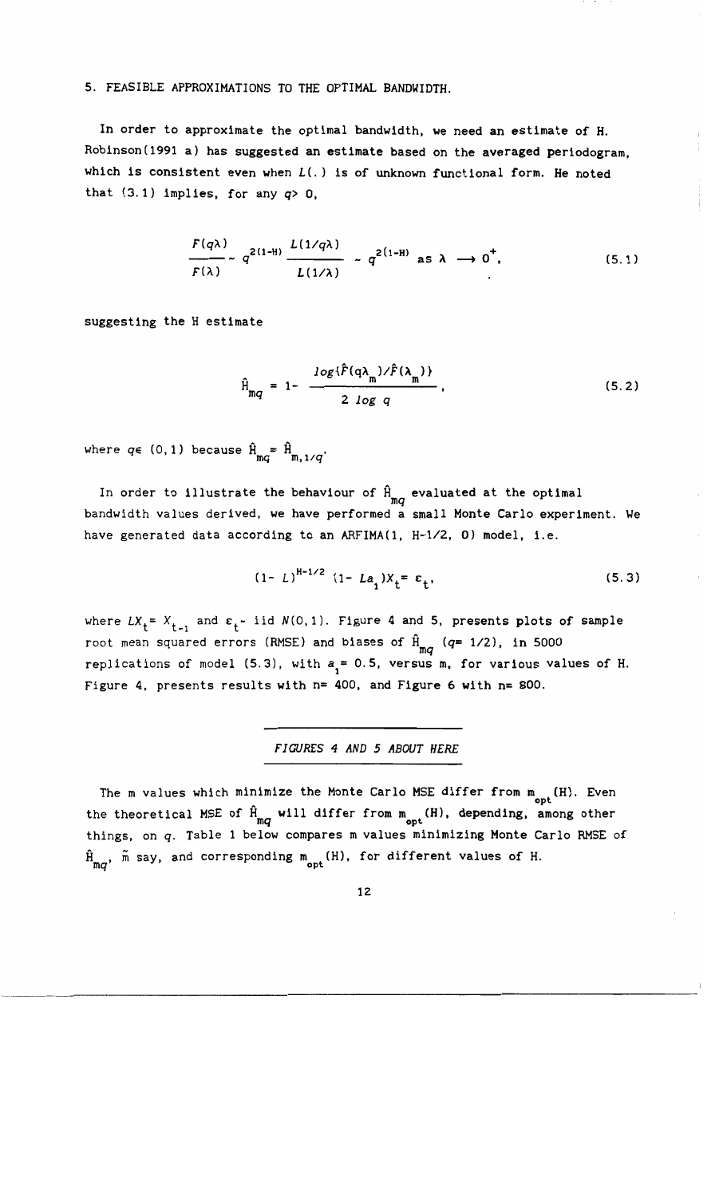## 5. FEASIBLE APPROXIMATIONS TO THE OPTIMAL BANDWIDTH.

In order to approximate the optimal bandwidth, we need an estimate of H. Robinson(1991 a) has suggested an estimate based on the averaged periodogram, which is consistent even when $L(.)$ is of unknown functional form. He noted that (3.1) implies, for any $q > 0$,

$$\frac{F(q\lambda)}{F(\lambda)} \sim q^{2(1-H)} \frac{L(1/q\lambda)}{L(1/\lambda)} \sim q^{2(1-H)} \text{ as } \lambda \longrightarrow 0^{+}, \tag{5.1}$$

suggesting the H estimate

$$\hat{H}_{mq} = 1 - \frac{\log\{\hat{F}(q\lambda_m)/\hat{F}(\lambda_m)\}}{2 \log q}, \tag{5.2}$$

where $q \in (0,1)$ because $\hat{H}_{mq} = \hat{H}_{m,1/q}$.

In order to illustrate the behaviour of $\hat{H}_{mq}$ evaluated at the optimal bandwidth values derived, we have performed a small Monte Carlo experiment. We have generated data according to an ARFIMA(1, H-1/2, 0) model, i.e.

$$(1-L)^{H-1/2}(1-La_1)X_t = \varepsilon_t, \tag{5.3}$$

where $LX_t = X_{t-1}$ and $\varepsilon_t \sim$ iid $N(0,1)$. Figure 4 and 5, presents plots of sample root mean squared errors (RMSE) and biases of $\hat{H}_{mq}$ ($q = 1/2$), in 5000 replications of model (5.3), with $a_1 = 0.5$, versus m, for various values of H. Figure 4, presents results with n= 400, and Figure 6 with n= 800.

*FIGURES 4 AND 5 ABOUT HERE*

The m values which minimize the Monte Carlo MSE differ from $m_{opt}(H)$. Even the theoretical MSE of $\hat{H}_{mq}$ will differ from $m_{opt}(H)$, depending, among other things, on $q$. Table 1 below compares m values minimizing Monte Carlo RMSE of $\hat{H}_{mq}$, $\tilde{m}$ say, and corresponding $m_{opt}(H)$, for different values of H.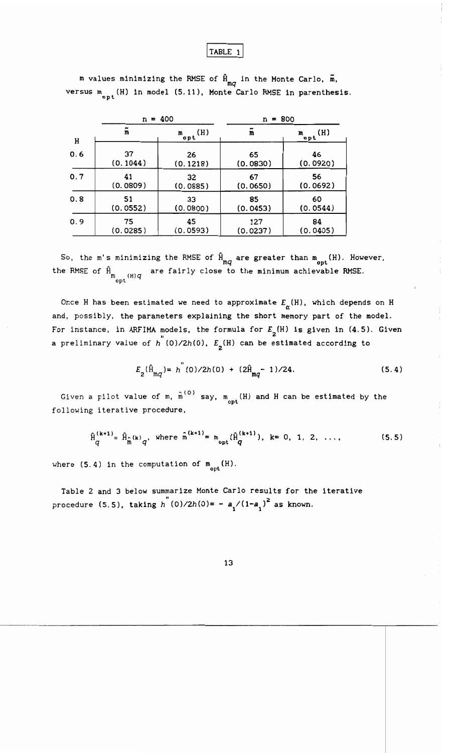TABLE 1

$m$ values minimizing the RMSE of $\hat{H}_{mq}$ in the Monte Carlo, $\tilde{m}$, versus $m_{opt}(H)$ in model (5.11), Monte Carlo RMSE in parenthesis.

| | $n = 400$ | | $n = 800$ | |
|---|---|---|---|---|
| $H$ | $\tilde{m}$ | $m_{opt}(H)$ | $\tilde{m}$ | $m_{opt}(H)$ |
| 0.6 | 37 (0.1044) | 26 (0.1218) | 65 (0.0830) | 46 (0.0920) |
| 0.7 | 41 (0.0809) | 32 (0.0885) | 67 (0.0650) | 56 (0.0692) |
| 0.8 | 51 (0.0552) | 33 (0.0800) | 85 (0.0453) | 60 (0.0544) |
| 0.9 | 75 (0.0285) | 45 (0.0593) | 127 (0.0237) | 84 (0.0405) |

So, the m's minimizing the RMSE of $\hat{H}_{mq}$ are greater than $m_{opt}(H)$. However, the RMSE of $\hat{H}_{m_{opt}(H)q}$ are fairly close to the minimum achievable RMSE.

Once H has been estimated we need to approximate $E_{\alpha}(H)$, which depends on H and, possibly, the parameters explaining the short memory part of the model. For instance, in ARFIMA models, the formula for $E_2(H)$ is given in (4.5). Given a preliminary value of $h''(0)/2h(0)$, $E_2(H)$ can be estimated according to

$$E_2(\hat{H}_{mq}) = h''(0)/2h(0) + (2\hat{H}_{mq} - 1)/24. \tag{5.4}$$

Given a pilot value of m, $\hat{m}^{(0)}$ say, $m_{opt}(H)$ and H can be estimated by the following iterative procedure,

$$\hat{H}_q^{(k+1)} = \hat{H}_{\hat{m}^{(k)}q}, \text{ where } \hat{m}^{(k+1)} = m_{opt}(\hat{H}_q^{(k+1)}), \; k = 0, 1, 2, \dots, \tag{5.5}$$

where (5.4) in the computation of $m_{opt}(H)$.

Table 2 and 3 below summarize Monte Carlo results for the iterative procedure (5.5), taking $h''(0)/2h(0) = -a_1/(1-a_1)^2$ as known.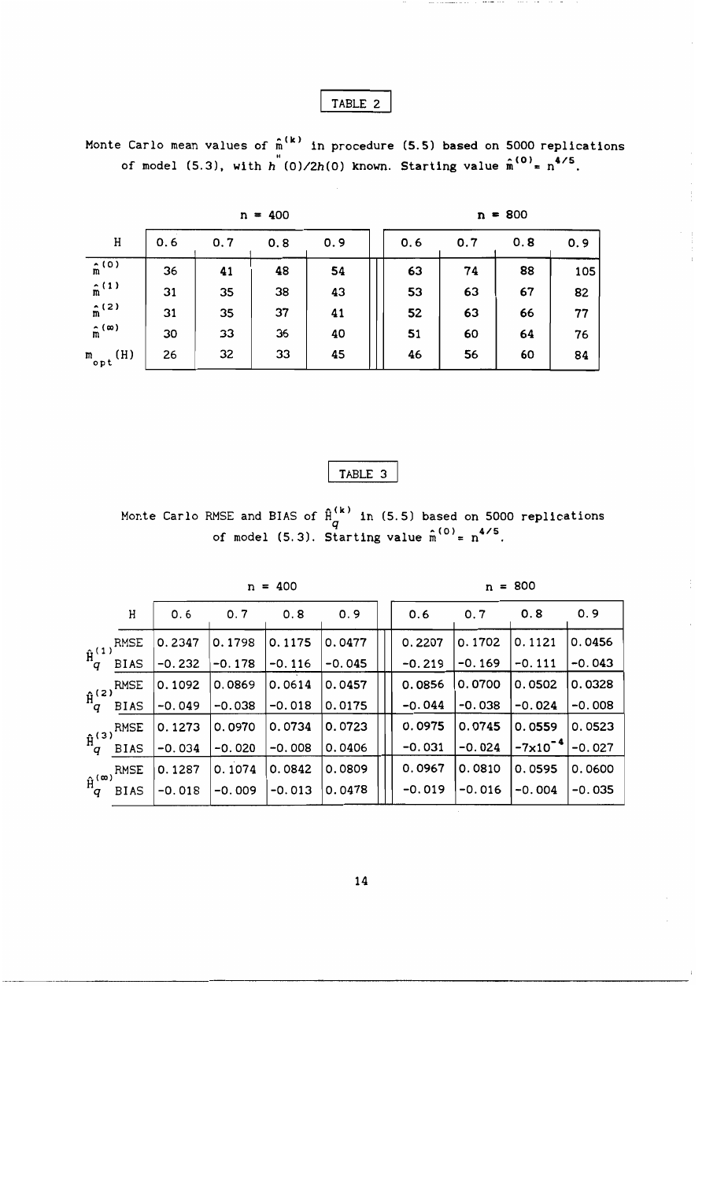TABLE 2

Monte Carlo mean values of $\hat{m}^{(k)}$ in procedure (5.5) based on 5000 replications of model (5.3), with $h''(0)/2h(0)$ known. Starting value $\hat{m}^{(0)} = n^{4/5}$.

| | $n = 400$ | | | | $n = 800$ | | | |
|---|---|---|---|---|---|---|---|---|
| H | 0.6 | 0.7 | 0.8 | 0.9 | 0.6 | 0.7 | 0.8 | 0.9 |
| $\hat{m}^{(0)}$ | 36 | 41 | 48 | 54 | 63 | 74 | 88 | 105 |
| $\hat{m}^{(1)}$ | 31 | 35 | 38 | 43 | 53 | 63 | 67 | 82 |
| $\hat{m}^{(2)}$ | 31 | 35 | 37 | 41 | 52 | 63 | 66 | 77 |
| $\hat{m}^{(\infty)}$ | 30 | 33 | 36 | 40 | 51 | 60 | 64 | 76 |
| $m_{opt}(H)$ | 26 | 32 | 33 | 45 | 46 | 56 | 60 | 84 |

TABLE 3

Monte Carlo RMSE and BIAS of $\hat{H}_q^{(k)}$ in (5.5) based on 5000 replications of model (5.3). Starting value $\hat{m}^{(0)} = n^{4/5}$.

| | | $n = 400$ | | | | $n = 800$ | | | |
|---|---|---|---|---|---|---|---|---|---|
| | H | 0.6 | 0.7 | 0.8 | 0.9 | 0.6 | 0.7 | 0.8 | 0.9 |
| $\hat{H}_q^{(1)}$ | RMSE | 0.2347 | 0.1798 | 0.1175 | 0.0477 | 0.2207 | 0.1702 | 0.1121 | 0.0456 |
| | BIAS | -0.232 | -0.178 | -0.116 | -0.045 | -0.219 | -0.169 | -0.111 | -0.043 |
| $\hat{H}_q^{(2)}$ | RMSE | 0.1092 | 0.0869 | 0.0614 | 0.0457 | 0.0856 | 0.0700 | 0.0502 | 0.0328 |
| | BIAS | -0.049 | -0.038 | -0.018 | 0.0175 | -0.044 | -0.038 | -0.024 | -0.008 |
| $\hat{H}_q^{(3)}$ | RMSE | 0.1273 | 0.0970 | 0.0734 | 0.0723 | 0.0975 | 0.0745 | 0.0559 | 0.0523 |
| | BIAS | -0.034 | -0.020 | -0.008 | 0.0406 | -0.031 | -0.024 | $-7\times10^{-4}$ | -0.027 |
| $\hat{H}_q^{(\infty)}$ | RMSE | 0.1287 | 0.1074 | 0.0842 | 0.0809 | 0.0967 | 0.0810 | 0.0595 | 0.0600 |
| | BIAS | -0.018 | -0.009 | -0.013 | 0.0478 | -0.019 | -0.016 | -0.004 | -0.035 |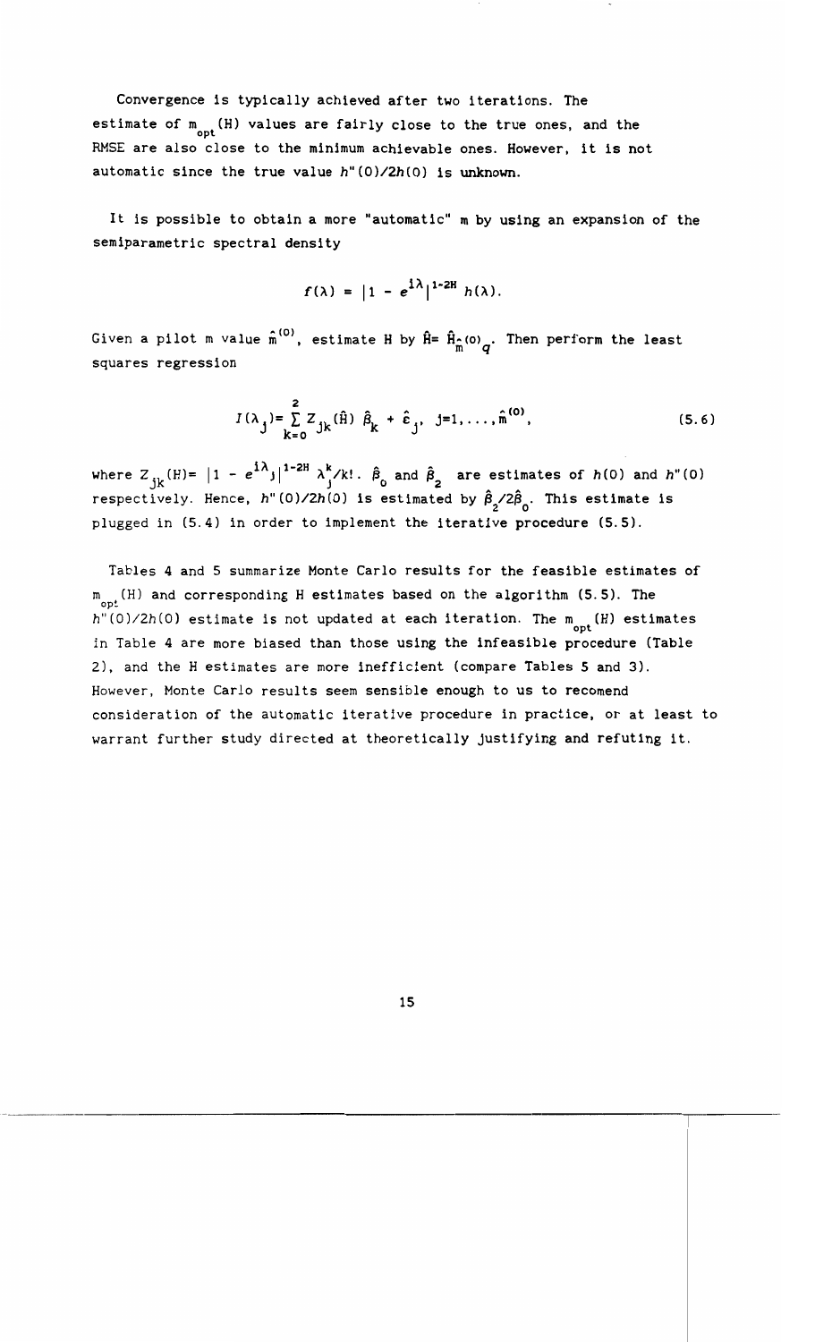Convergence is typically achieved after two iterations. The estimate of $m_{opt}(H)$ values are fairly close to the true ones, and the RMSE are also close to the minimum achievable ones. However, it is not automatic since the true value $h''(0)/2h(0)$ is unknown.

It is possible to obtain a more "automatic" m by using an expansion of the semiparametric spectral density

$$f(\lambda) = |1 - e^{i\lambda}|^{1-2H} h(\lambda).$$

Given a pilot m value $\hat{m}^{(0)}$, estimate H by $\hat{H} = \hat{H}_{\hat{m}^{(0)}q}$. Then perform the least squares regression

$$I(\lambda_j) = \sum_{k=0}^{2} Z_{jk}(\hat{H})\, \hat{\beta}_k + \hat{\varepsilon}_j, \quad j=1,\ldots,\hat{m}^{(0)}, \tag{5.6}$$

where $Z_{jk}(H) = |1 - e^{i\lambda_j}|^{1-2H} \lambda_j^k/k!$. $\hat{\beta}_0$ and $\hat{\beta}_2$ are estimates of $h(0)$ and $h''(0)$ respectively. Hence, $h''(0)/2h(0)$ is estimated by $\hat{\beta}_2/2\hat{\beta}_0$. This estimate is plugged in (5.4) in order to implement the iterative procedure (5.5).

Tables 4 and 5 summarize Monte Carlo results for the feasible estimates of $m_{opt}(H)$ and corresponding H estimates based on the algorithm (5.5). The $h''(0)/2h(0)$ estimate is not updated at each iteration. The $m_{opt}(H)$ estimates in Table 4 are more biased than those using the infeasible procedure (Table 2), and the H estimates are more inefficient (compare Tables 5 and 3). However, Monte Carlo results seem sensible enough to us to recomend consideration of the automatic iterative procedure in practice, or at least to warrant further study directed at theoretically justifying and refuting it.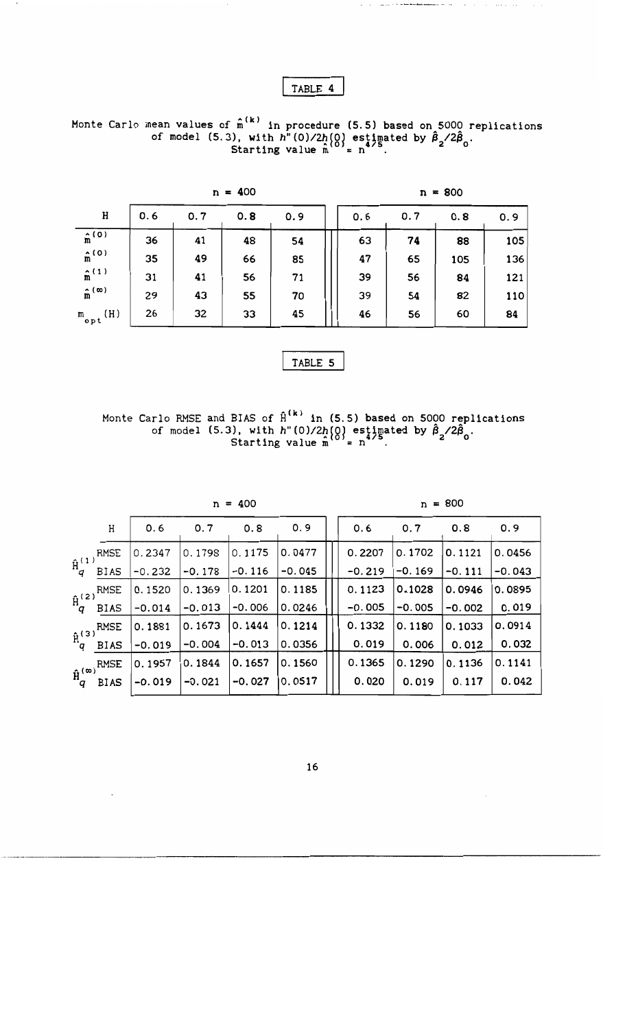TABLE 4

Monte Carlo mean values of $\hat{m}^{(k)}$ in procedure (5.5) based on 5000 replications of model (5.3), with $h''(0)/2h(0)$ estimated by $\hat{\beta}_2/2\hat{\beta}_0$. Starting value $\hat{m}^{(0)} = n^{4/5}$.

| | n = 400 | | | | n = 800 | | | |
|---|---|---|---|---|---|---|---|---|
| H | 0.6 | 0.7 | 0.8 | 0.9 | 0.6 | 0.7 | 0.8 | 0.9 |
| $\hat{m}^{(0)}$ | 36 | 41 | 48 | 54 | 63 | 74 | 88 | 105 |
| $\hat{m}^{(0)}$ | 35 | 49 | 66 | 85 | 47 | 65 | 105 | 136 |
| $\hat{m}^{(1)}$ | 31 | 41 | 56 | 71 | 39 | 56 | 84 | 121 |
| $\hat{m}^{(\infty)}$ | 29 | 43 | 55 | 70 | 39 | 54 | 82 | 110 |
| $m_{opt}(H)$ | 26 | 32 | 33 | 45 | 46 | 56 | 60 | 84 |

TABLE 5

Monte Carlo RMSE and BIAS of $\hat{H}^{(k)}$ in (5.5) based on 5000 replications of model (5.3), with $h''(0)/2h(0)$ estimated by $\hat{\beta}_2/2\hat{\beta}_0$. Starting value $\hat{m}^{(0)} = n^{4/5}$.

| | | n = 400 | | | | n = 800 | | | |
|---|---|---|---|---|---|---|---|---|---|
| | H | 0.6 | 0.7 | 0.8 | 0.9 | 0.6 | 0.7 | 0.8 | 0.9 |
| $\hat{H}_q^{(1)}$ | RMSE | 0.2347 | 0.1798 | 0.1175 | 0.0477 | 0.2207 | 0.1702 | 0.1121 | 0.0456 |
| | BIAS | -0.232 | -0.178 | -0.116 | -0.045 | -0.219 | -0.169 | -0.111 | -0.043 |
| $\hat{H}_q^{(2)}$ | RMSE | 0.1520 | 0.1369 | 0.1201 | 0.1185 | 0.1123 | 0.1028 | 0.0946 | 0.0895 |
| | BIAS | -0.014 | -0.013 | -0.006 | 0.0246 | -0.005 | -0.005 | -0.002 | 0.019 |
| $\hat{H}_q^{(3)}$ | RMSE | 0.1881 | 0.1673 | 0.1444 | 0.1214 | 0.1332 | 0.1180 | 0.1033 | 0.0914 |
| | BIAS | -0.019 | -0.004 | -0.013 | 0.0356 | 0.019 | 0.006 | 0.012 | 0.032 |
| $\hat{H}_q^{(\infty)}$ | RMSE | 0.1957 | 0.1844 | 0.1657 | 0.1560 | 0.1365 | 0.1290 | 0.1136 | 0.1141 |
| | BIAS | -0.019 | -0.021 | -0.027 | 0.0517 | 0.020 | 0.019 | 0.117 | 0.042 |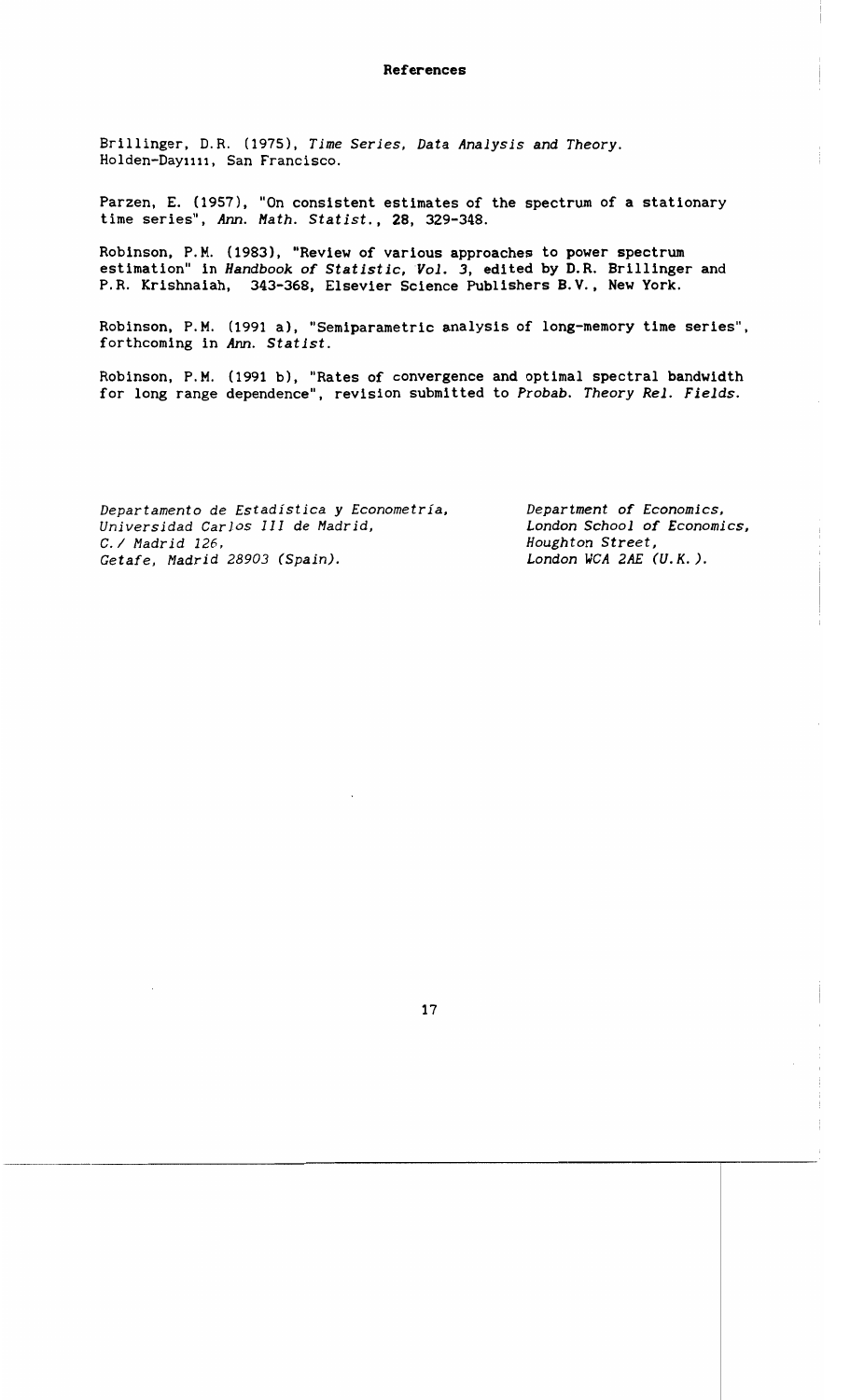# References

Brillinger, D.R. (1975), *Time Series, Data Analysis and Theory*. Holden-Dayıııı, San Francisco.

Parzen, E. (1957), "On consistent estimates of the spectrum of a stationary time series", *Ann. Math. Statist.*, **28**, 329-348.

Robinson, P.M. (1983), "Review of various approaches to power spectrum estimation" in *Handbook of Statistic, Vol. 3*, edited by D.R. Brillinger and P.R. Krishnaiah, 343-368, Elsevier Science Publishers B.V., New York.

Robinson, P.M. (1991 a), "Semiparametric analysis of long-memory time series", forthcoming in *Ann. Statist.*

Robinson, P.M. (1991 b), "Rates of convergence and optimal spectral bandwidth for long range dependence", revision submitted to *Probab. Theory Rel. Fields.*

*Departamento de Estadística y Econometría,*
*Universidad Carlos III de Madrid,*
*C./ Madrid 126,*
*Getafe, Madrid 28903 (Spain).*

*Department of Economics,*
*London School of Economics,*
*Houghton Street,*
*London WCA 2AE (U.K.).*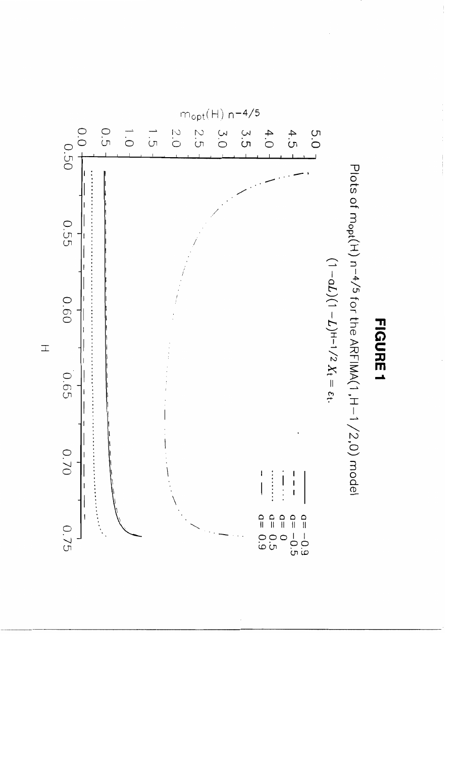# FIGURE 1

Plots of $m_{opt}(H)\, n^{-4/5}$ for the ARFIMA(1, H−1/2, 0) model

$(1-aL)(1-L)^{H-1/2} X_t = \varepsilon_t$.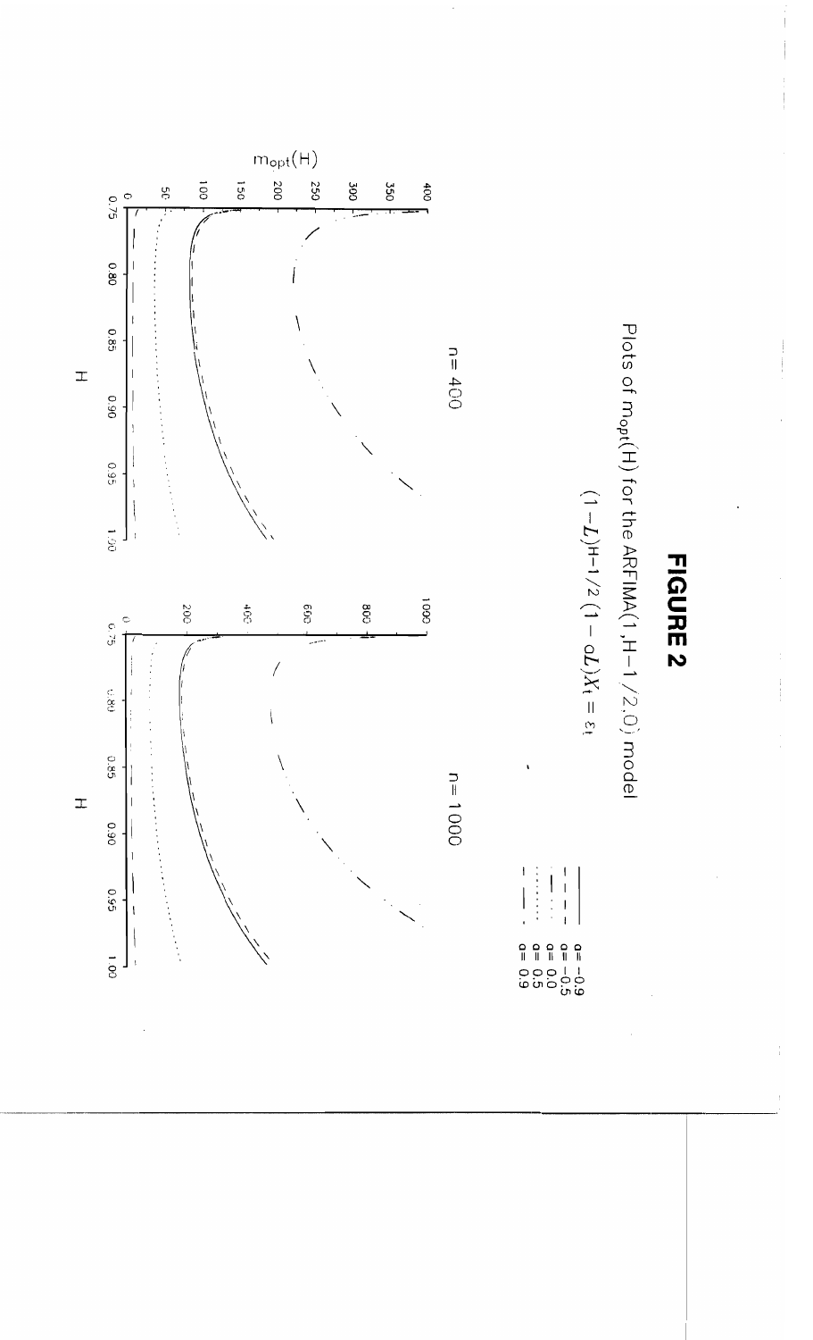# FIGURE 2

Plots of $m_{opt}(H)$ for the ARFIMA(1, H−1/2, 0) model

$$(1-L)^{H-1/2}(1-aL)X_t = \varepsilon_t$$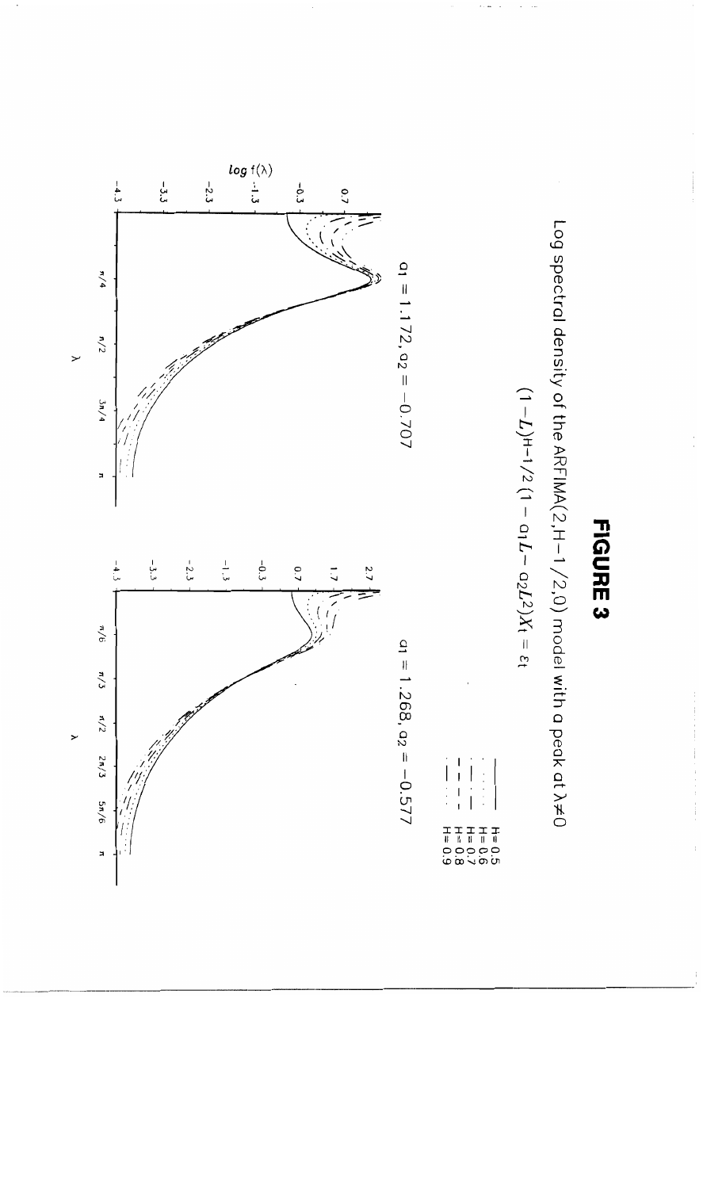# FIGURE 3

Log spectral density of the ARFIMA(2,H−1/2,0) model with a peak at $\lambda \neq 0$

$$(1-L)^{H-1/2}(1-a_1L-a_2L^2)X_t = \varepsilon_t$$

$a_1 = 1.172, a_2 = -0.707$

$a_1 = 1.268, a_2 = -0.577$

H= 0.5
H= 0.6
H= 0.7
H= 0.8
H= 0.9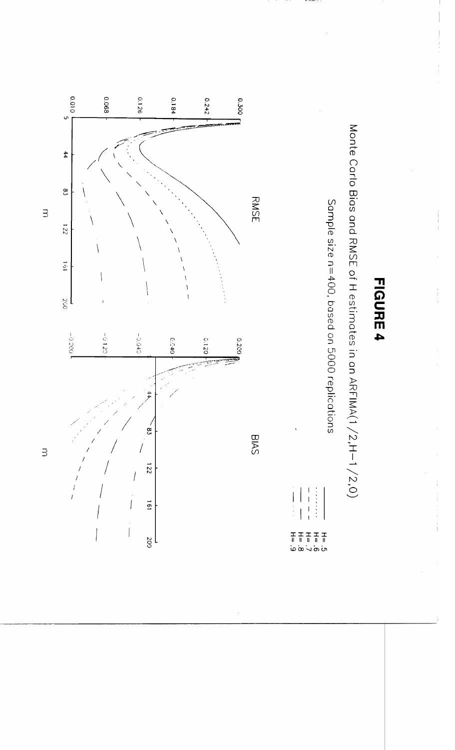# FIGURE 4

Monte Carlo Bias and RMSE of H estimates in an ARFIMA(1/2,H−1/2,0)

Sample size n=400, based on 5000 replications

RMSE

0.300
0.242
0.184
0.126
0.068
0.010

5 44 83 122 161 200

m

BIAS

0.200
0.120
0.040
−0.040
−0.120
−0.200

44 83 122 161 200

m

H=.5
H=.6
H=.7
H=.8
H=.9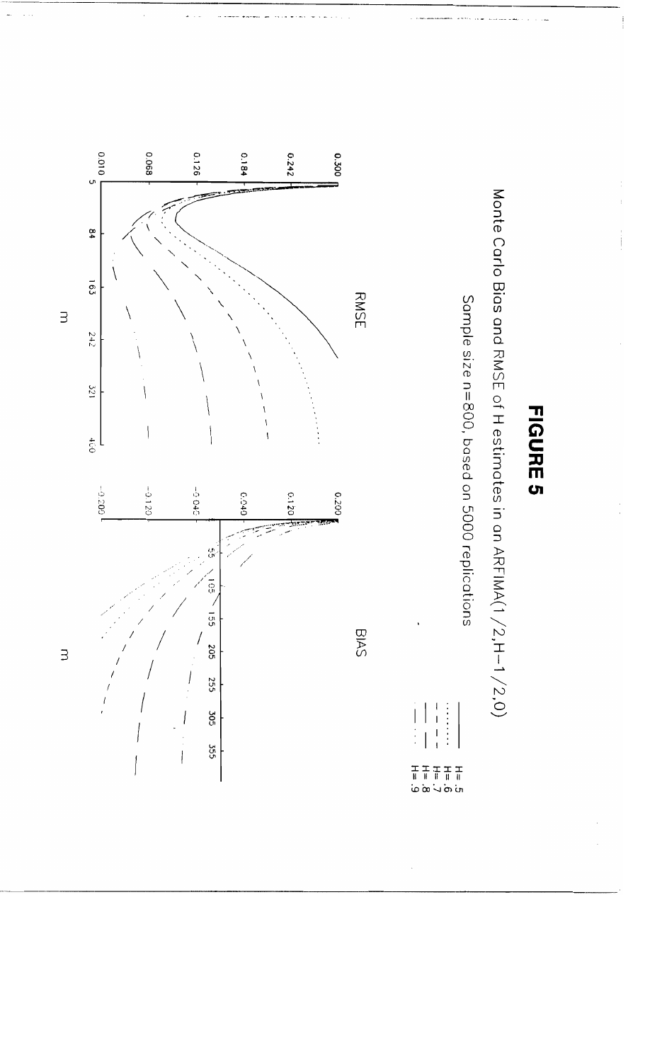# FIGURE 5

Monte Carlo Bias and RMSE of H estimates in an ARFIMA(1/2,H−1/2,0)

Sample size n=800, based on 5000 replications

H=.5
H=.6
H=.7
H=.8
H=.9

RMSE

0.300
0.242
0.184
0.126
0.068
0.010

5
84
163
242
321
400

m

BIAS

0.200
0.120
0.040
-0.040
-0.120
-0.200

55
105
155
205
255
305
355

m